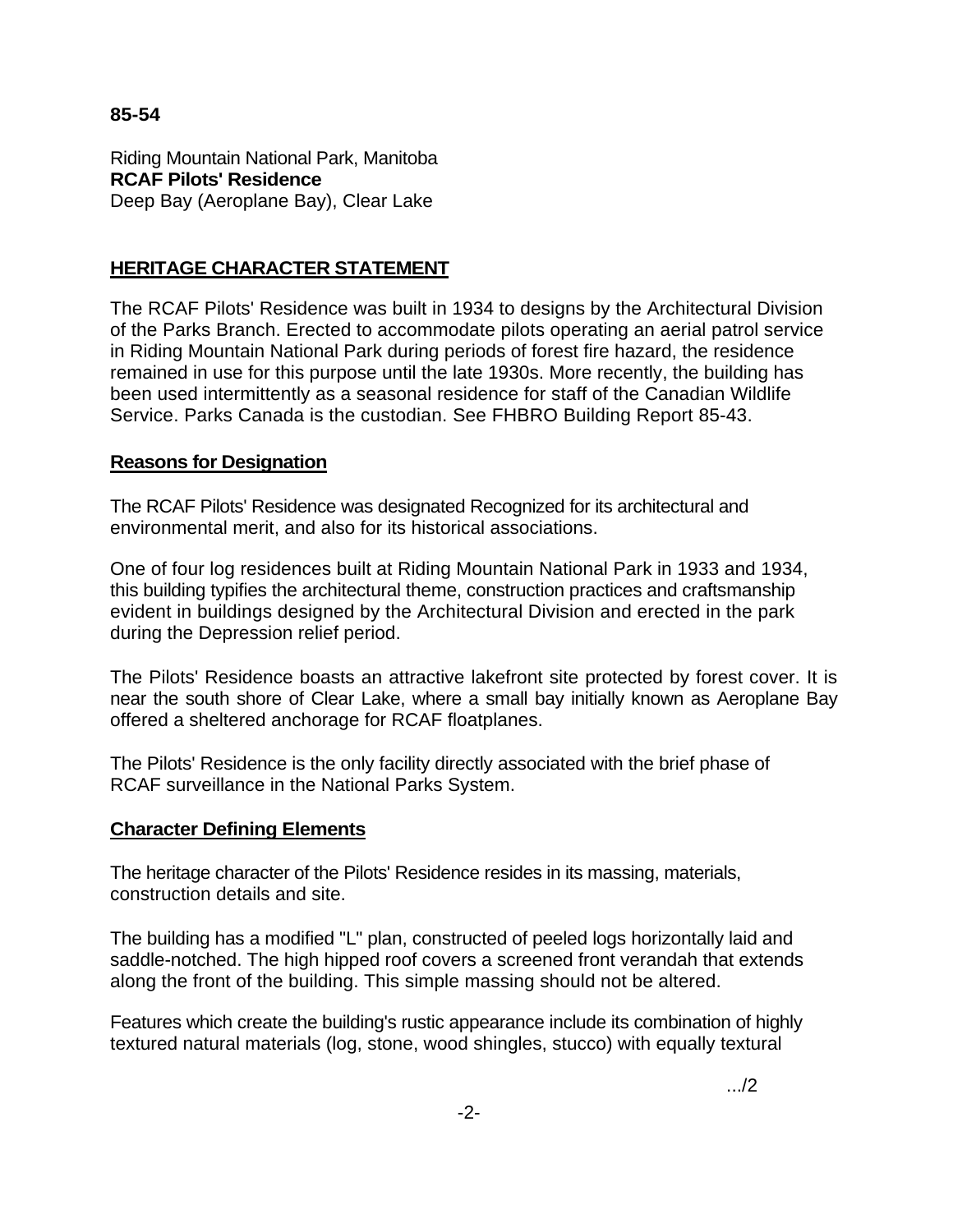**85-54**

Riding Mountain National Park, Manitoba
**RCAF Pilots' Residence**
Deep Bay (Aeroplane Bay), Clear Lake

## HERITAGE CHARACTER STATEMENT

The RCAF Pilots' Residence was built in 1934 to designs by the Architectural Division of the Parks Branch. Erected to accommodate pilots operating an aerial patrol service in Riding Mountain National Park during periods of forest fire hazard, the residence remained in use for this purpose until the late 1930s. More recently, the building has been used intermittently as a seasonal residence for staff of the Canadian Wildlife Service. Parks Canada is the custodian. See FHBRO Building Report 85-43.

### Reasons for Designation

The RCAF Pilots' Residence was designated Recognized for its architectural and environmental merit, and also for its historical associations.

One of four log residences built at Riding Mountain National Park in 1933 and 1934, this building typifies the architectural theme, construction practices and craftsmanship evident in buildings designed by the Architectural Division and erected in the park during the Depression relief period.

The Pilots' Residence boasts an attractive lakefront site protected by forest cover. It is near the south shore of Clear Lake, where a small bay initially known as Aeroplane Bay offered a sheltered anchorage for RCAF floatplanes.

The Pilots' Residence is the only facility directly associated with the brief phase of RCAF surveillance in the National Parks System.

### Character Defining Elements

The heritage character of the Pilots' Residence resides in its massing, materials, construction details and site.

The building has a modified "L" plan, constructed of peeled logs horizontally laid and saddle-notched. The high hipped roof covers a screened front verandah that extends along the front of the building. This simple massing should not be altered.

Features which create the building's rustic appearance include its combination of highly textured natural materials (log, stone, wood shingles, stucco) with equally textural

.../2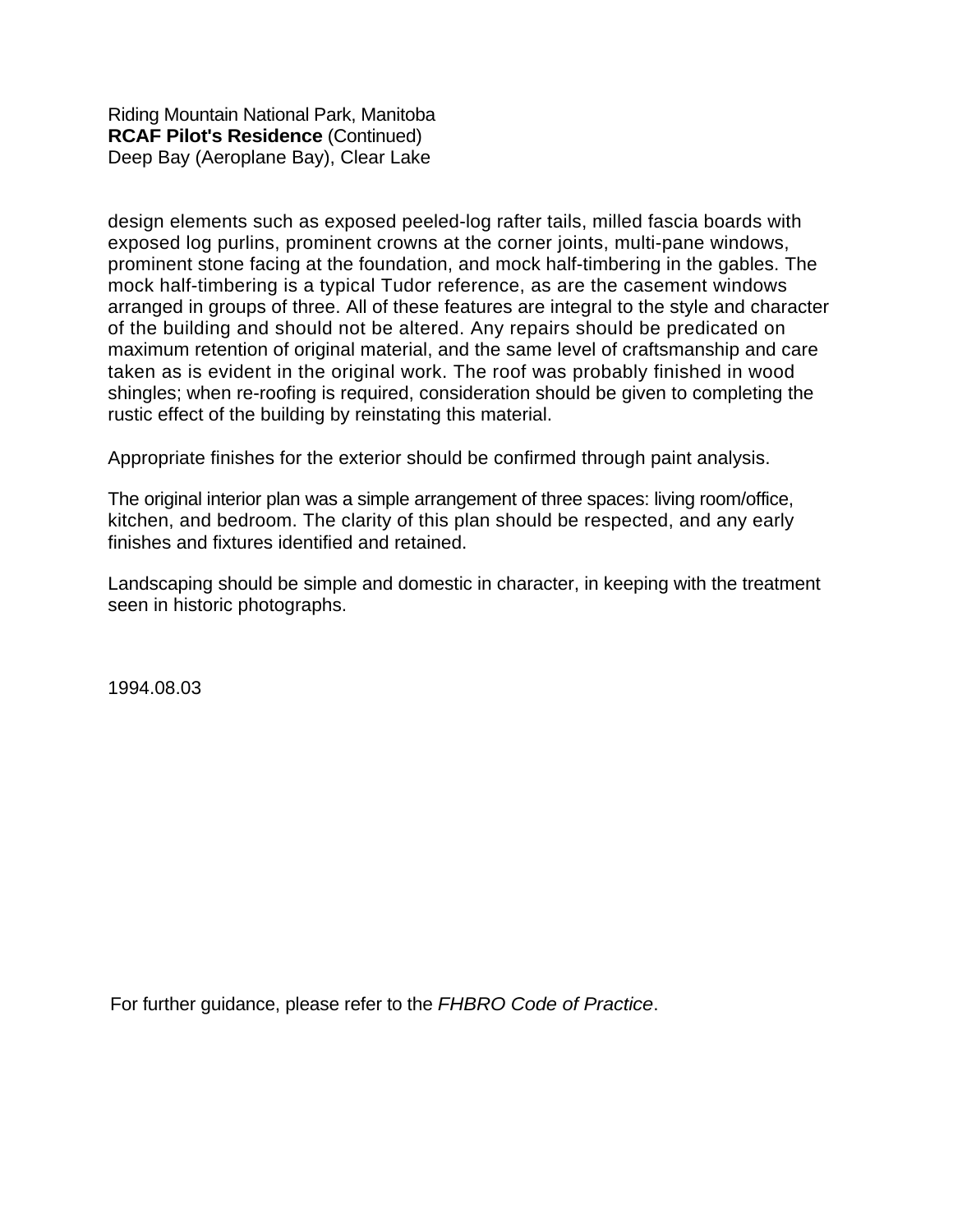Riding Mountain National Park, Manitoba
**RCAF Pilot's Residence** (Continued)
Deep Bay (Aeroplane Bay), Clear Lake

design elements such as exposed peeled-log rafter tails, milled fascia boards with exposed log purlins, prominent crowns at the corner joints, multi-pane windows, prominent stone facing at the foundation, and mock half-timbering in the gables. The mock half-timbering is a typical Tudor reference, as are the casement windows arranged in groups of three. All of these features are integral to the style and character of the building and should not be altered. Any repairs should be predicated on maximum retention of original material, and the same level of craftsmanship and care taken as is evident in the original work. The roof was probably finished in wood shingles; when re-roofing is required, consideration should be given to completing the rustic effect of the building by reinstating this material.

Appropriate finishes for the exterior should be confirmed through paint analysis.

The original interior plan was a simple arrangement of three spaces: living room/office, kitchen, and bedroom. The clarity of this plan should be respected, and any early finishes and fixtures identified and retained.

Landscaping should be simple and domestic in character, in keeping with the treatment seen in historic photographs.

1994.08.03

For further guidance, please refer to the *FHBRO Code of Practice*.